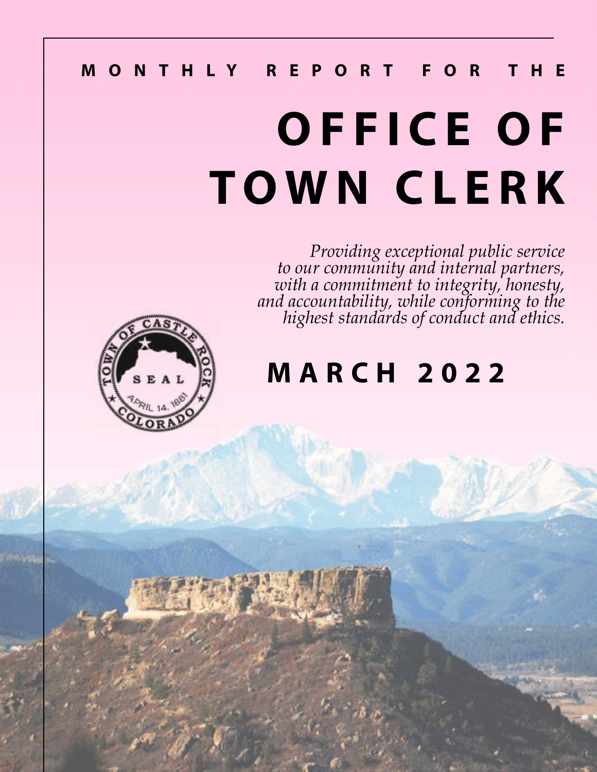MONTHLY REPORT FOR THE

# OFFICE OF TOWN CLERK

*Providing exceptional public service to our community and internal partners, with a commitment to integrity, honesty, and accountability, while conforming to the highest standards of conduct and ethics.*

TOWN OF CASTLE ROCK SEAL APRIL 14, 1881 COLORADO

## MARCH 2022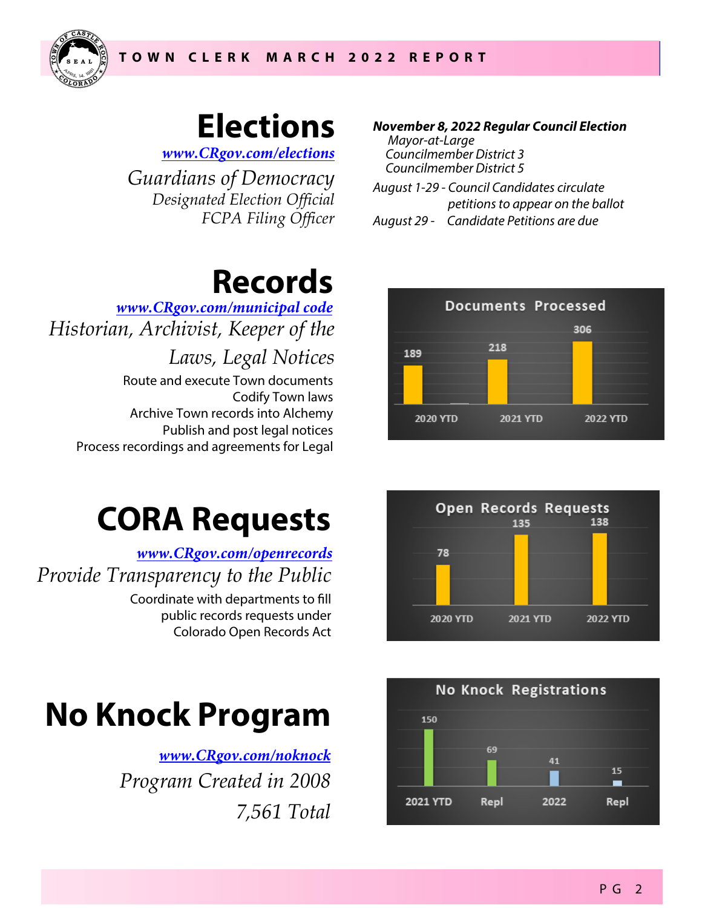# Elections

*www.CRgov.com/elections*

*Guardians of Democracy*
*Designated Election Official*
*FCPA Filing Officer*

***November 8, 2022 Regular Council Election***
*Mayor-at-Large*
*Councilmember District 3*
*Councilmember District 5*

*August 1-29 - Council Candidates circulate petitions to appear on the ballot*
*August 29 - Candidate Petitions are due*

# Records

*www.CRgov.com/municipal code*

*Historian, Archivist, Keeper of the Laws, Legal Notices*

Route and execute Town documents
Codify Town laws
Archive Town records into Alchemy
Publish and post legal notices
Process recordings and agreements for Legal

Documents Processed

189
218
306
2020 YTD
2021 YTD
2022 YTD

# CORA Requests

*www.CRgov.com/openrecords*

*Provide Transparency to the Public*

Coordinate with departments to fill public records requests under Colorado Open Records Act

Open Records Requests

78
135
138
2020 YTD
2021 YTD
2022 YTD

# No Knock Program

*www.CRgov.com/noknock*

*Program Created in 2008*
*7,561 Total*

No Knock Registrations

150
69
41
15
2021 YTD
Repl
2022
Repl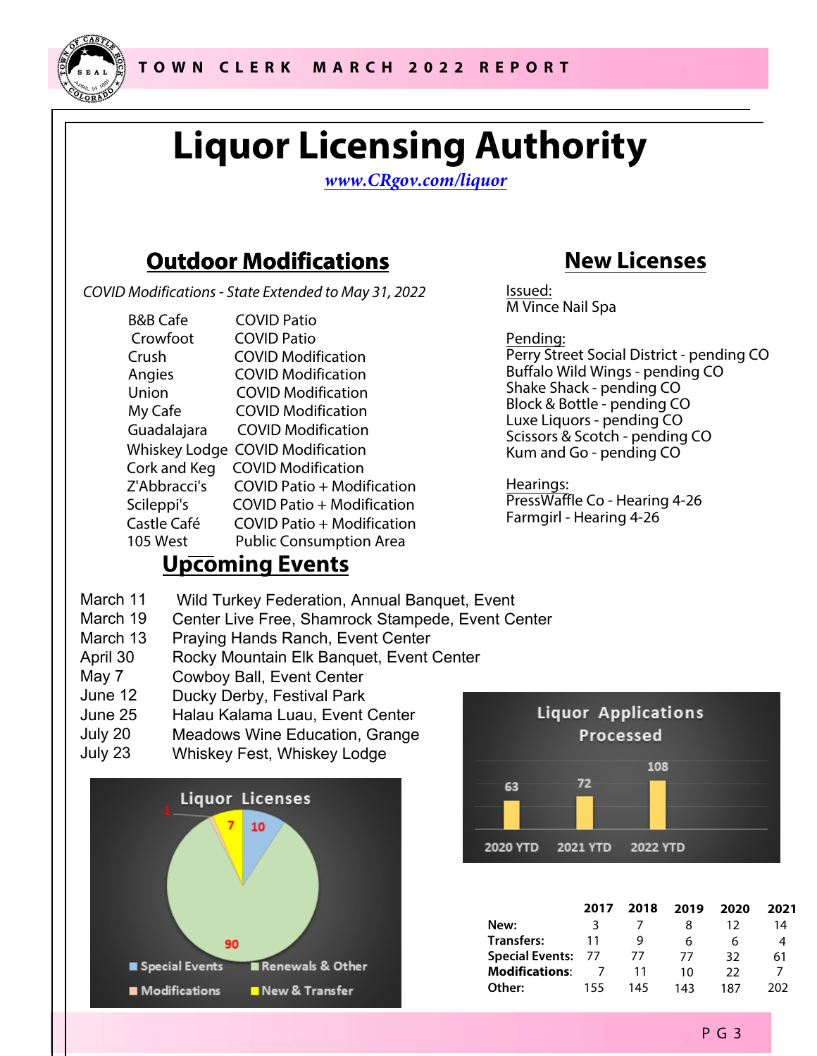# Liquor Licensing Authority

[www.CRgov.com/liquor](http://www.CRgov.com/liquor)

## Outdoor Modifications

*COVID Modifications - State Extended to May 31, 2022*

| | |
|---|---|
| B&B Cafe | COVID Patio |
| Crowfoot | COVID Patio |
| Crush | COVID Modification |
| Angies | COVID Modification |
| Union | COVID Modification |
| My Cafe | COVID Modification |
| Guadalajara | COVID Modification |
| Whiskey Lodge | COVID Modification |
| Cork and Keg | COVID Modification |
| Z'Abbracci's | COVID Patio + Modification |
| Scileppi's | COVID Patio + Modification |
| Castle Café | COVID Patio + Modification |
| 105 West | Public Consumption Area |

## New Licenses

Issued:
M Vince Nail Spa

Pending:
Perry Street Social District - pending CO
Buffalo Wild Wings - pending CO
Shake Shack - pending CO
Block & Bottle - pending CO
Luxe Liquors - pending CO
Scissors & Scotch - pending CO
Kum and Go - pending CO

Hearings:
PressWaffle Co - Hearing 4-26
Farmgirl - Hearing 4-26

## Upcoming Events

| | |
|---|---|
| March 11 | Wild Turkey Federation, Annual Banquet, Event |
| March 19 | Center Live Free, Shamrock Stampede, Event Center |
| March 13 | Praying Hands Ranch, Event Center |
| April 30 | Rocky Mountain Elk Banquet, Event Center |
| May 7 | Cowboy Ball, Event Center |
| June 12 | Ducky Derby, Festival Park |
| June 25 | Halau Kalama Luau, Event Center |
| July 20 | Meadows Wine Education, Grange |
| July 23 | Whiskey Fest, Whiskey Lodge |

Liquor Licenses

1
7
10
90

Special Events
Renewals & Other
Modifications
New & Transfer

Liquor Applications Processed

63
72
108

2020 YTD
2021 YTD
2022 YTD

| | 2017 | 2018 | 2019 | 2020 | 2021 |
|---|---|---|---|---|---|
| **New:** | 3 | 7 | 8 | 12 | 14 |
| **Transfers:** | 11 | 9 | 6 | 6 | 4 |
| **Special Events:** | 77 | 77 | 77 | 32 | 61 |
| **Modifications:** | 7 | 11 | 10 | 22 | 7 |
| **Other:** | 155 | 145 | 143 | 187 | 202 |